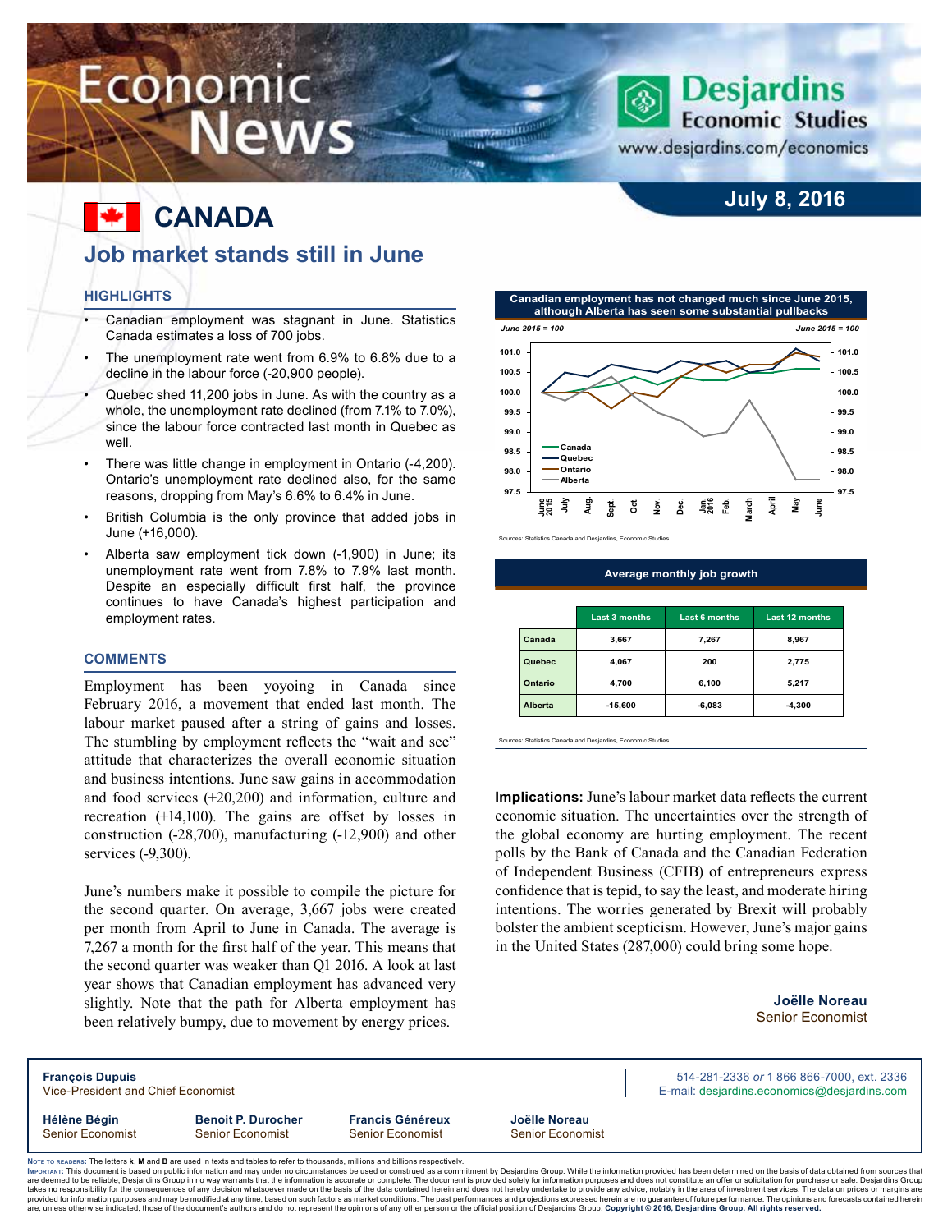# Economic News

Desjardins Economic Studies
www.desjardins.com/economics

July 8, 2016

# CANADA

## Job market stands still in June

### HIGHLIGHTS

- Canadian employment was stagnant in June. Statistics Canada estimates a loss of 700 jobs.
- The unemployment rate went from 6.9% to 6.8% due to a decline in the labour force (-20,900 people).
- Quebec shed 11,200 jobs in June. As with the country as a whole, the unemployment rate declined (from 7.1% to 7.0%), since the labour force contracted last month in Quebec as well.
- There was little change in employment in Ontario (-4,200). Ontario's unemployment rate declined also, for the same reasons, dropping from May's 6.6% to 6.4% in June.
- British Columbia is the only province that added jobs in June (+16,000).
- Alberta saw employment tick down (-1,900) in June; its unemployment rate went from 7.8% to 7.9% last month. Despite an especially difficult first half, the province continues to have Canada's highest participation and employment rates.

### COMMENTS

Employment has been yoyoing in Canada since February 2016, a movement that ended last month. The labour market paused after a string of gains and losses. The stumbling by employment reflects the "wait and see" attitude that characterizes the overall economic situation and business intentions. June saw gains in accommodation and food services (+20,200) and information, culture and recreation (+14,100). The gains are offset by losses in construction (-28,700), manufacturing (-12,900) and other services (-9,300).

June's numbers make it possible to compile the picture for the second quarter. On average, 3,667 jobs were created per month from April to June in Canada. The average is 7,267 a month for the first half of the year. This means that the second quarter was weaker than Q1 2016. A look at last year shows that Canadian employment has advanced very slightly. Note that the path for Alberta employment has been relatively bumpy, due to movement by energy prices.

**Canadian employment has not changed much since June 2015, although Alberta has seen some substantial pullbacks**

Sources: Statistics Canada and Desjardins, Economic Studies

**Average monthly job growth**

| | Last 3 months | Last 6 months | Last 12 months |
|---|---|---|---|
| Canada | 3,667 | 7,267 | 8,967 |
| Quebec | 4,067 | 200 | 2,775 |
| Ontario | 4,700 | 6,100 | 5,217 |
| Alberta | -15,600 | -6,083 | -4,300 |

Sources: Statistics Canada and Desjardins, Economic Studies

**Implications:** June's labour market data reflects the current economic situation. The uncertainties over the strength of the global economy are hurting employment. The recent polls by the Bank of Canada and the Canadian Federation of Independent Business (CFIB) of entrepreneurs express confidence that is tepid, to say the least, and moderate hiring intentions. The worries generated by Brexit will probably bolster the ambient scepticism. However, June's major gains in the United States (287,000) could bring some hope.

**Joëlle Noreau**
Senior Economist

**François Dupuis**
Vice-President and Chief Economist

514-281-2336 *or* 1 866 866-7000, ext. 2336
E-mail: desjardins.economics@desjardins.com

**Hélène Bégin** — Senior Economist
**Benoit P. Durocher** — Senior Economist
**Francis Généreux** — Senior Economist
**Joëlle Noreau** — Senior Economist

NOTE TO READERS: The letters **k**, **M** and **B** are used in texts and tables to refer to thousands, millions and billions respectively.
IMPORTANT: This document is based on public information and may under no circumstances be used or construed as a commitment by Desjardins Group. While the information provided has been determined on the basis of data obtained from sources that are deemed to be reliable, Desjardins Group in no way warrants that the information is accurate or complete. The document is provided solely for information purposes and does not constitute an offer or solicitation for purchase or sale. Desjardins Group takes no responsibility for the consequences of any decision whatsoever made on the basis of the data contained herein and does not hereby undertake to provide any advice, notably in the area of investment services. The data on prices or margins are provided for information purposes and may be modified at any time, based on such factors as market conditions. The past performances and projections expressed herein are no guarantee of future performance. The opinions and forecasts contained herein are, unless otherwise indicated, those of the document's authors and do not represent the opinions of any other person or the official position of Desjardins Group. **Copyright © 2016, Desjardins Group. All rights reserved.**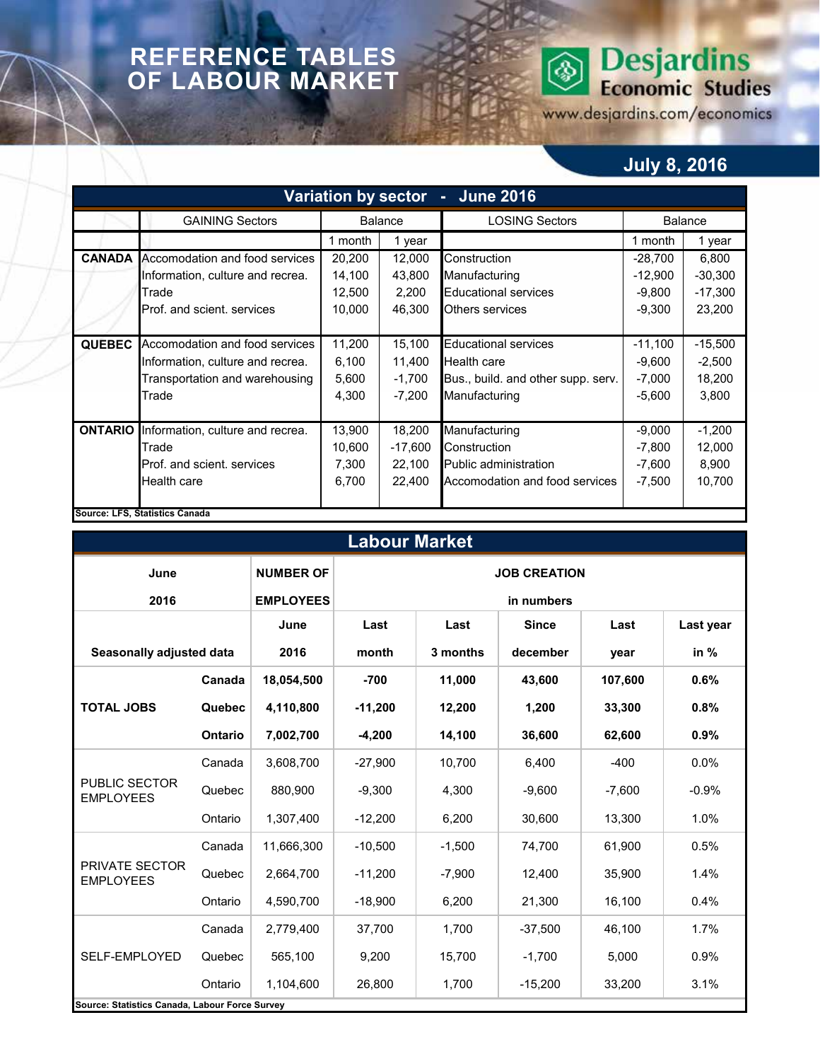# REFERENCE TABLES OF LABOUR MARKET

**Desjardins Economic Studies**
www.desjardins.com/economics

**July 8, 2016**

## Variation by sector - June 2016

| | GAINING Sectors | Balance | | LOSING Sectors | Balance | |
|---|---|---|---|---|---|---|
| | | 1 month | 1 year | | 1 month | 1 year |
| **CANADA** | Accomodation and food services | 20,200 | 12,000 | Construction | -28,700 | 6,800 |
| | Information, culture and recrea. | 14,100 | 43,800 | Manufacturing | -12,900 | -30,300 |
| | Trade | 12,500 | 2,200 | Educational services | -9,800 | -17,300 |
| | Prof. and scient. services | 10,000 | 46,300 | Others services | -9,300 | 23,200 |
| **QUEBEC** | Accomodation and food services | 11,200 | 15,100 | Educational services | -11,100 | -15,500 |
| | Information, culture and recrea. | 6,100 | 11,400 | Health care | -9,600 | -2,500 |
| | Transportation and warehousing | 5,600 | -1,700 | Bus., build. and other supp. serv. | -7,000 | 18,200 |
| | Trade | 4,300 | -7,200 | Manufacturing | -5,600 | 3,800 |
| **ONTARIO** | Information, culture and recrea. | 13,900 | 18,200 | Manufacturing | -9,000 | -1,200 |
| | Trade | 10,600 | -17,600 | Construction | -7,800 | 12,000 |
| | Prof. and scient. services | 7,300 | 22,100 | Public administration | -7,600 | 8,900 |
| | Health care | 6,700 | 22,400 | Accomodation and food services | -7,500 | 10,700 |

**Source: LFS, Statistics Canada**

## Labour Market

| **June 2016** | | **NUMBER OF EMPLOYEES** | **JOB CREATION in numbers** | | | | |
|---|---|---|---|---|---|---|---|
| **Seasonally adjusted data** | | **June 2016** | **Last month** | **Last 3 months** | **Since december** | **Last year** | **Last year in %** |
| **TOTAL JOBS** | **Canada** | **18,054,500** | **-700** | **11,000** | **43,600** | **107,600** | **0.6%** |
| | **Quebec** | **4,110,800** | **-11,200** | **12,200** | **1,200** | **33,300** | **0.8%** |
| | **Ontario** | **7,002,700** | **-4,200** | **14,100** | **36,600** | **62,600** | **0.9%** |
| PUBLIC SECTOR EMPLOYEES | Canada | 3,608,700 | -27,900 | 10,700 | 6,400 | -400 | 0.0% |
| | Quebec | 880,900 | -9,300 | 4,300 | -9,600 | -7,600 | -0.9% |
| | Ontario | 1,307,400 | -12,200 | 6,200 | 30,600 | 13,300 | 1.0% |
| PRIVATE SECTOR EMPLOYEES | Canada | 11,666,300 | -10,500 | -1,500 | 74,700 | 61,900 | 0.5% |
| | Quebec | 2,664,700 | -11,200 | -7,900 | 12,400 | 35,900 | 1.4% |
| | Ontario | 4,590,700 | -18,900 | 6,200 | 21,300 | 16,100 | 0.4% |
| SELF-EMPLOYED | Canada | 2,779,400 | 37,700 | 1,700 | -37,500 | 46,100 | 1.7% |
| | Quebec | 565,100 | 9,200 | 15,700 | -1,700 | 5,000 | 0.9% |
| | Ontario | 1,104,600 | 26,800 | 1,700 | -15,200 | 33,200 | 3.1% |

**Source: Statistics Canada, Labour Force Survey**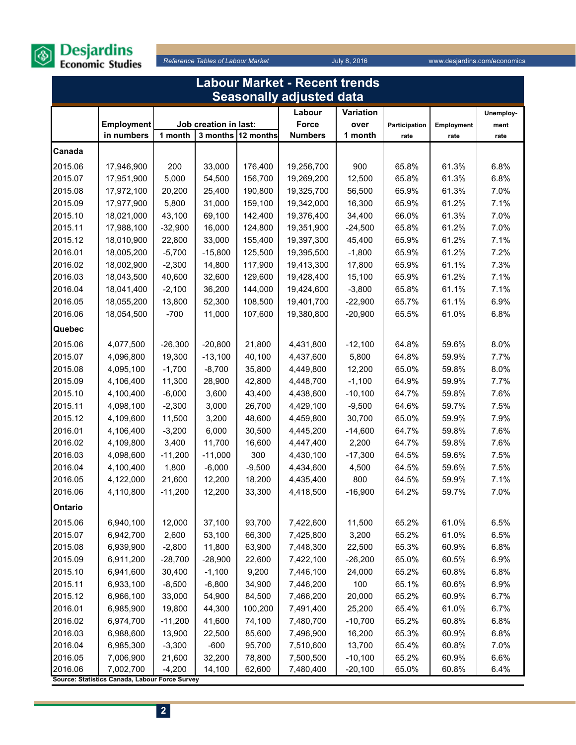# Labour Market - Recent trends
## Seasonally adjusted data

| | Employment in numbers | Job creation in last: 1 month | Job creation in last: 3 months | Job creation in last: 12 months | Labour Force Numbers | Variation over 1 month | Participation rate | Employment rate | Unemployment rate |
|---|---|---|---|---|---|---|---|---|---|
| **Canada** | | | | | | | | | |
| 2015.06 | 17,946,900 | 200 | 33,000 | 176,400 | 19,256,700 | 900 | 65.8% | 61.3% | 6.8% |
| 2015.07 | 17,951,900 | 5,000 | 54,500 | 156,700 | 19,269,200 | 12,500 | 65.8% | 61.3% | 6.8% |
| 2015.08 | 17,972,100 | 20,200 | 25,400 | 190,800 | 19,325,700 | 56,500 | 65.9% | 61.3% | 7.0% |
| 2015.09 | 17,977,900 | 5,800 | 31,000 | 159,100 | 19,342,000 | 16,300 | 65.9% | 61.2% | 7.1% |
| 2015.10 | 18,021,000 | 43,100 | 69,100 | 142,400 | 19,376,400 | 34,400 | 66.0% | 61.3% | 7.0% |
| 2015.11 | 17,988,100 | -32,900 | 16,000 | 124,800 | 19,351,900 | -24,500 | 65.8% | 61.2% | 7.0% |
| 2015.12 | 18,010,900 | 22,800 | 33,000 | 155,400 | 19,397,300 | 45,400 | 65.9% | 61.2% | 7.1% |
| 2016.01 | 18,005,200 | -5,700 | -15,800 | 125,500 | 19,395,500 | -1,800 | 65.9% | 61.2% | 7.2% |
| 2016.02 | 18,002,900 | -2,300 | 14,800 | 117,900 | 19,413,300 | 17,800 | 65.9% | 61.1% | 7.3% |
| 2016.03 | 18,043,500 | 40,600 | 32,600 | 129,600 | 19,428,400 | 15,100 | 65.9% | 61.2% | 7.1% |
| 2016.04 | 18,041,400 | -2,100 | 36,200 | 144,000 | 19,424,600 | -3,800 | 65.8% | 61.1% | 7.1% |
| 2016.05 | 18,055,200 | 13,800 | 52,300 | 108,500 | 19,401,700 | -22,900 | 65.7% | 61.1% | 6.9% |
| 2016.06 | 18,054,500 | -700 | 11,000 | 107,600 | 19,380,800 | -20,900 | 65.5% | 61.0% | 6.8% |
| **Quebec** | | | | | | | | | |
| 2015.06 | 4,077,500 | -26,300 | -20,800 | 21,800 | 4,431,800 | -12,100 | 64.8% | 59.6% | 8.0% |
| 2015.07 | 4,096,800 | 19,300 | -13,100 | 40,100 | 4,437,600 | 5,800 | 64.8% | 59.9% | 7.7% |
| 2015.08 | 4,095,100 | -1,700 | -8,700 | 35,800 | 4,449,800 | 12,200 | 65.0% | 59.8% | 8.0% |
| 2015.09 | 4,106,400 | 11,300 | 28,900 | 42,800 | 4,448,700 | -1,100 | 64.9% | 59.9% | 7.7% |
| 2015.10 | 4,100,400 | -6,000 | 3,600 | 43,400 | 4,438,600 | -10,100 | 64.7% | 59.8% | 7.6% |
| 2015.11 | 4,098,100 | -2,300 | 3,000 | 26,700 | 4,429,100 | -9,500 | 64.6% | 59.7% | 7.5% |
| 2015.12 | 4,109,600 | 11,500 | 3,200 | 48,600 | 4,459,800 | 30,700 | 65.0% | 59.9% | 7.9% |
| 2016.01 | 4,106,400 | -3,200 | 6,000 | 30,500 | 4,445,200 | -14,600 | 64.7% | 59.8% | 7.6% |
| 2016.02 | 4,109,800 | 3,400 | 11,700 | 16,600 | 4,447,400 | 2,200 | 64.7% | 59.8% | 7.6% |
| 2016.03 | 4,098,600 | -11,200 | -11,000 | 300 | 4,430,100 | -17,300 | 64.5% | 59.6% | 7.5% |
| 2016.04 | 4,100,400 | 1,800 | -6,000 | -9,500 | 4,434,600 | 4,500 | 64.5% | 59.6% | 7.5% |
| 2016.05 | 4,122,000 | 21,600 | 12,200 | 18,200 | 4,435,400 | 800 | 64.5% | 59.9% | 7.1% |
| 2016.06 | 4,110,800 | -11,200 | 12,200 | 33,300 | 4,418,500 | -16,900 | 64.2% | 59.7% | 7.0% |
| **Ontario** | | | | | | | | | |
| 2015.06 | 6,940,100 | 12,000 | 37,100 | 93,700 | 7,422,600 | 11,500 | 65.2% | 61.0% | 6.5% |
| 2015.07 | 6,942,700 | 2,600 | 53,100 | 66,300 | 7,425,800 | 3,200 | 65.2% | 61.0% | 6.5% |
| 2015.08 | 6,939,900 | -2,800 | 11,800 | 63,900 | 7,448,300 | 22,500 | 65.3% | 60.9% | 6.8% |
| 2015.09 | 6,911,200 | -28,700 | -28,900 | 22,600 | 7,422,100 | -26,200 | 65.0% | 60.5% | 6.9% |
| 2015.10 | 6,941,600 | 30,400 | -1,100 | 9,200 | 7,446,100 | 24,000 | 65.2% | 60.8% | 6.8% |
| 2015.11 | 6,933,100 | -8,500 | -6,800 | 34,900 | 7,446,200 | 100 | 65.1% | 60.6% | 6.9% |
| 2015.12 | 6,966,100 | 33,000 | 54,900 | 84,500 | 7,466,200 | 20,000 | 65.2% | 60.9% | 6.7% |
| 2016.01 | 6,985,900 | 19,800 | 44,300 | 100,200 | 7,491,400 | 25,200 | 65.4% | 61.0% | 6.7% |
| 2016.02 | 6,974,700 | -11,200 | 41,600 | 74,100 | 7,480,700 | -10,700 | 65.2% | 60.8% | 6.8% |
| 2016.03 | 6,988,600 | 13,900 | 22,500 | 85,600 | 7,496,900 | 16,200 | 65.3% | 60.9% | 6.8% |
| 2016.04 | 6,985,300 | -3,300 | -600 | 95,700 | 7,510,600 | 13,700 | 65.4% | 60.8% | 7.0% |
| 2016.05 | 7,006,900 | 21,600 | 32,200 | 78,800 | 7,500,500 | -10,100 | 65.2% | 60.9% | 6.6% |
| 2016.06 | 7,002,700 | -4,200 | 14,100 | 62,600 | 7,480,400 | -20,100 | 65.0% | 60.8% | 6.4% |

**Source: Statistics Canada, Labour Force Survey**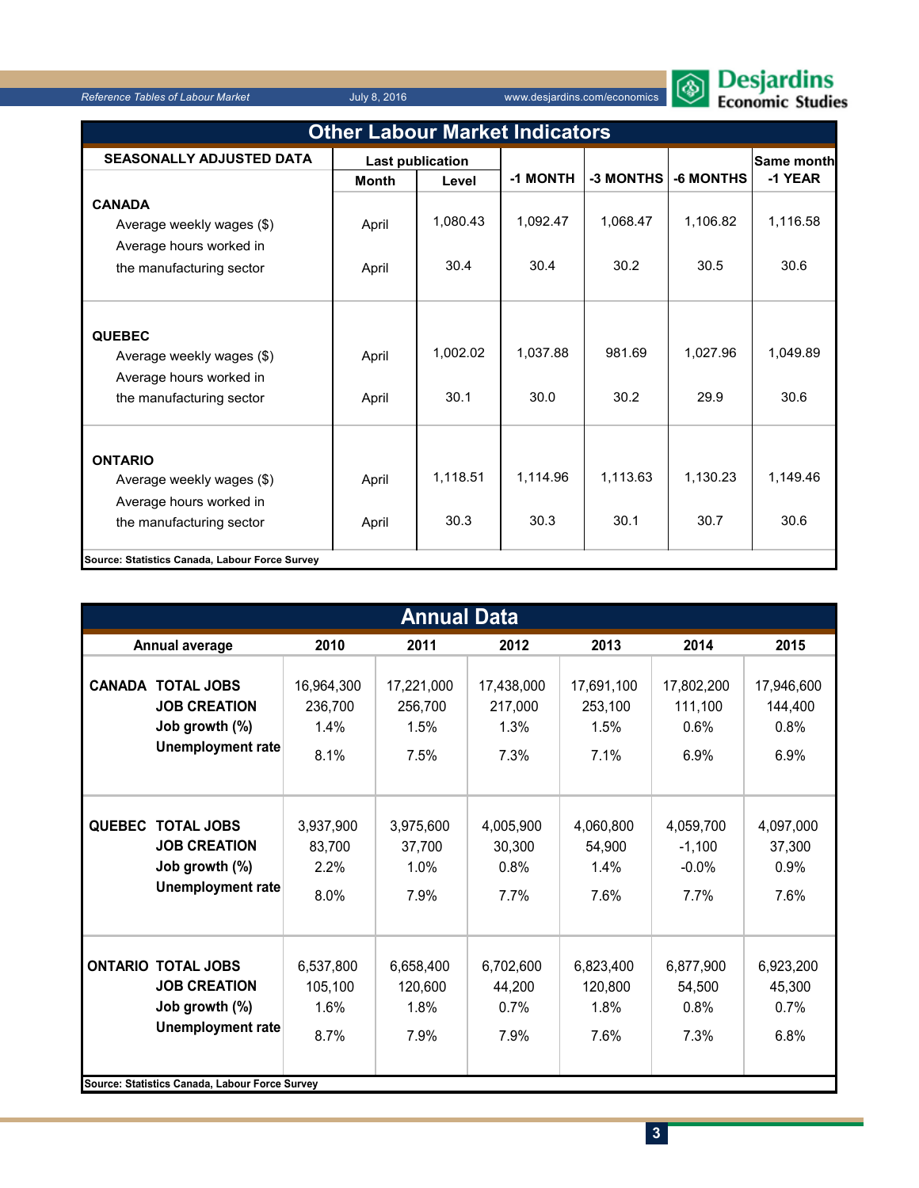## Other Labour Market Indicators

| SEASONALLY ADJUSTED DATA | Last publication | | -1 MONTH | -3 MONTHS | -6 MONTHS | Same month -1 YEAR |
|---|---|---|---|---|---|---|
| | Month | Level | | | | |
| **CANADA** | | | | | | |
| Average weekly wages ($) | April | 1,080.43 | 1,092.47 | 1,068.47 | 1,106.82 | 1,116.58 |
| Average hours worked in the manufacturing sector | April | 30.4 | 30.4 | 30.2 | 30.5 | 30.6 |
| **QUEBEC** | | | | | | |
| Average weekly wages ($) | April | 1,002.02 | 1,037.88 | 981.69 | 1,027.96 | 1,049.89 |
| Average hours worked in the manufacturing sector | April | 30.1 | 30.0 | 30.2 | 29.9 | 30.6 |
| **ONTARIO** | | | | | | |
| Average weekly wages ($) | April | 1,118.51 | 1,114.96 | 1,113.63 | 1,130.23 | 1,149.46 |
| Average hours worked in the manufacturing sector | April | 30.3 | 30.3 | 30.1 | 30.7 | 30.6 |

**Source: Statistics Canada, Labour Force Survey**

## Annual Data

| Annual average | | 2010 | 2011 | 2012 | 2013 | 2014 | 2015 |
|---|---|---|---|---|---|---|---|
| **CANADA** | **TOTAL JOBS** | 16,964,300 | 17,221,000 | 17,438,000 | 17,691,100 | 17,802,200 | 17,946,600 |
| | **JOB CREATION** | 236,700 | 256,700 | 217,000 | 253,100 | 111,100 | 144,400 |
| | **Job growth (%)** | 1.4% | 1.5% | 1.3% | 1.5% | 0.6% | 0.8% |
| | **Unemployment rate** | 8.1% | 7.5% | 7.3% | 7.1% | 6.9% | 6.9% |
| **QUEBEC** | **TOTAL JOBS** | 3,937,900 | 3,975,600 | 4,005,900 | 4,060,800 | 4,059,700 | 4,097,000 |
| | **JOB CREATION** | 83,700 | 37,700 | 30,300 | 54,900 | -1,100 | 37,300 |
| | **Job growth (%)** | 2.2% | 1.0% | 0.8% | 1.4% | -0.0% | 0.9% |
| | **Unemployment rate** | 8.0% | 7.9% | 7.7% | 7.6% | 7.7% | 7.6% |
| **ONTARIO** | **TOTAL JOBS** | 6,537,800 | 6,658,400 | 6,702,600 | 6,823,400 | 6,877,900 | 6,923,200 |
| | **JOB CREATION** | 105,100 | 120,600 | 44,200 | 120,800 | 54,500 | 45,300 |
| | **Job growth (%)** | 1.6% | 1.8% | 0.7% | 1.8% | 0.8% | 0.7% |
| | **Unemployment rate** | 8.7% | 7.9% | 7.9% | 7.6% | 7.3% | 6.8% |

**Source: Statistics Canada, Labour Force Survey**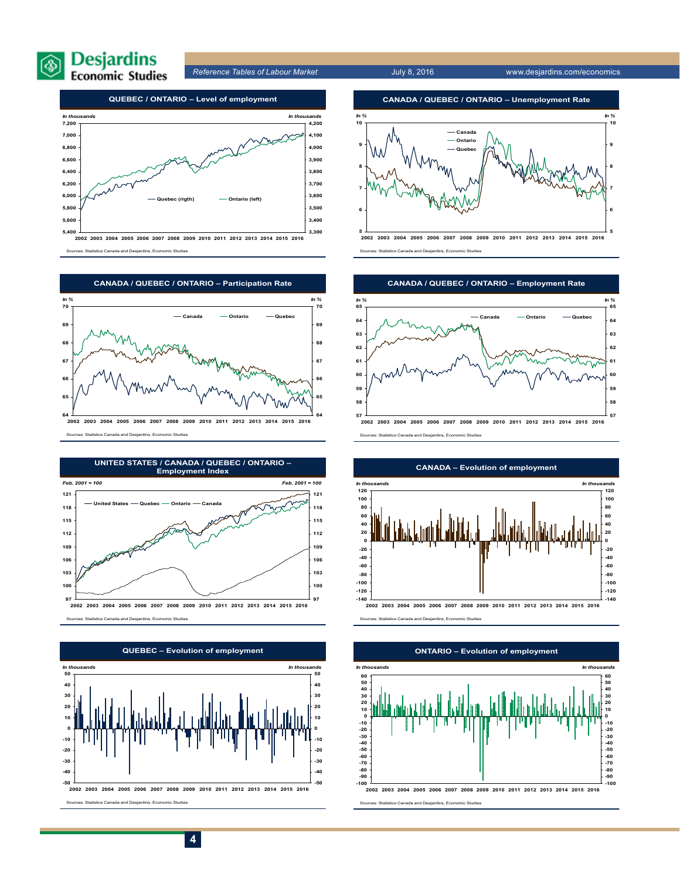## QUEBEC / ONTARIO – Level of employment

*In thousands* — *In thousands*

Quebec (rigth) — Ontario (left)

Sources: Statistics Canada and Desjardins, Economic Studies

## CANADA / QUEBEC / ONTARIO – Unemployment Rate

*In %*

Canada — Ontario — Quebec

Sources: Statistics Canada and Desjardins, Economic Studies

## CANADA / QUEBEC / ONTARIO – Participation Rate

*In %*

Canada — Ontario — Quebec

Sources: Statistics Canada and Desjardins, Economic Studies

## CANADA / QUEBEC / ONTARIO – Employment Rate

*In %*

Canada — Ontario — Quebec

Sources: Statistics Canada and Desjardins, Economic Studies

## UNITED STATES / CANADA / QUEBEC / ONTARIO – Employment Index

*Feb. 2001 = 100*

United States — Quebec — Ontario — Canada

Sources: Statistics Canada and Desjardins, Economic Studies

## CANADA – Evolution of employment

*In thousands*

Sources: Statistics Canada and Desjardins, Economic Studies

## QUEBEC – Evolution of employment

*In thousands*

Sources: Statistics Canada and Desjardins, Economic Studies

## ONTARIO – Evolution of employment

*In thousands*

Sources: Statistics Canada and Desjardins, Economic Studies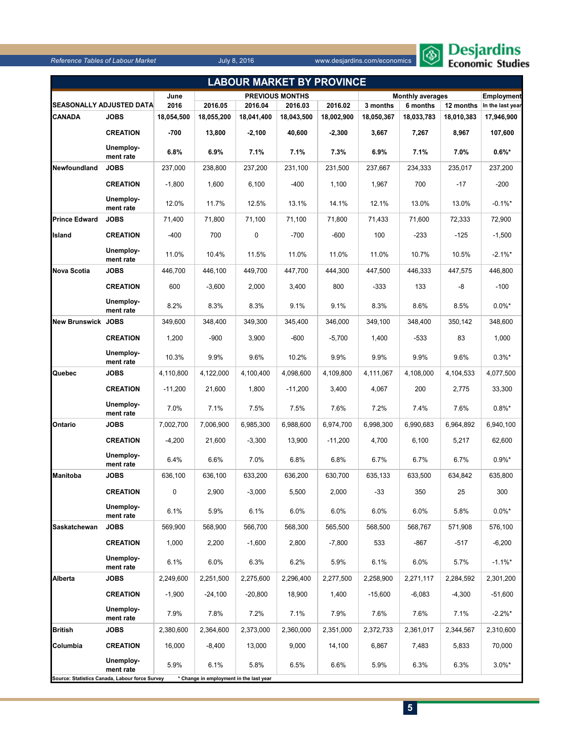## LABOUR MARKET BY PROVINCE

| SEASONALLY ADJUSTED DATA | | June 2016 | PREVIOUS MONTHS 2016.05 | 2016.04 | 2016.03 | 2016.02 | Monthly averages 3 months | 6 months | 12 months | Employment In the last year |
|---|---|---|---|---|---|---|---|---|---|---|
| **CANADA** | **JOBS** | **18,054,500** | **18,055,200** | **18,041,400** | **18,043,500** | **18,002,900** | **18,050,367** | **18,033,783** | **18,010,383** | **17,946,900** |
| | **CREATION** | **-700** | **13,800** | **-2,100** | **40,600** | **-2,300** | **3,667** | **7,267** | **8,967** | **107,600** |
| | **Unemployment rate** | **6.8%** | **6.9%** | **7.1%** | **7.1%** | **7.3%** | **6.9%** | **7.1%** | **7.0%** | **0.6%*** |
| **Newfoundland** | **JOBS** | 237,000 | 238,800 | 237,200 | 231,100 | 231,500 | 237,667 | 234,333 | 235,017 | 237,200 |
| | **CREATION** | -1,800 | 1,600 | 6,100 | -400 | 1,100 | 1,967 | 700 | -17 | -200 |
| | **Unemployment rate** | 12.0% | 11.7% | 12.5% | 13.1% | 14.1% | 12.1% | 13.0% | 13.0% | -0.1%* |
| **Prince Edward** | **JOBS** | 71,400 | 71,800 | 71,100 | 71,100 | 71,800 | 71,433 | 71,600 | 72,333 | 72,900 |
| **Island** | **CREATION** | -400 | 700 | 0 | -700 | -600 | 100 | -233 | -125 | -1,500 |
| | **Unemployment rate** | 11.0% | 10.4% | 11.5% | 11.0% | 11.0% | 11.0% | 10.7% | 10.5% | -2.1%* |
| **Nova Scotia** | **JOBS** | 446,700 | 446,100 | 449,700 | 447,700 | 444,300 | 447,500 | 446,333 | 447,575 | 446,800 |
| | **CREATION** | 600 | -3,600 | 2,000 | 3,400 | 800 | -333 | 133 | -8 | -100 |
| | **Unemployment rate** | 8.2% | 8.3% | 8.3% | 9.1% | 9.1% | 8.3% | 8.6% | 8.5% | 0.0%* |
| **New Brunswick** | **JOBS** | 349,600 | 348,400 | 349,300 | 345,400 | 346,000 | 349,100 | 348,400 | 350,142 | 348,600 |
| | **CREATION** | 1,200 | -900 | 3,900 | -600 | -5,700 | 1,400 | -533 | 83 | 1,000 |
| | **Unemployment rate** | 10.3% | 9.9% | 9.6% | 10.2% | 9.9% | 9.9% | 9.9% | 9.6% | 0.3%* |
| **Quebec** | **JOBS** | 4,110,800 | 4,122,000 | 4,100,400 | 4,098,600 | 4,109,800 | 4,111,067 | 4,108,000 | 4,104,533 | 4,077,500 |
| | **CREATION** | -11,200 | 21,600 | 1,800 | -11,200 | 3,400 | 4,067 | 200 | 2,775 | 33,300 |
| | **Unemployment rate** | 7.0% | 7.1% | 7.5% | 7.5% | 7.6% | 7.2% | 7.4% | 7.6% | 0.8%* |
| **Ontario** | **JOBS** | 7,002,700 | 7,006,900 | 6,985,300 | 6,988,600 | 6,974,700 | 6,998,300 | 6,990,683 | 6,964,892 | 6,940,100 |
| | **CREATION** | -4,200 | 21,600 | -3,300 | 13,900 | -11,200 | 4,700 | 6,100 | 5,217 | 62,600 |
| | **Unemployment rate** | 6.4% | 6.6% | 7.0% | 6.8% | 6.8% | 6.7% | 6.7% | 6.7% | 0.9%* |
| **Manitoba** | **JOBS** | 636,100 | 636,100 | 633,200 | 636,200 | 630,700 | 635,133 | 633,500 | 634,842 | 635,800 |
| | **CREATION** | 0 | 2,900 | -3,000 | 5,500 | 2,000 | -33 | 350 | 25 | 300 |
| | **Unemployment rate** | 6.1% | 5.9% | 6.1% | 6.0% | 6.0% | 6.0% | 6.0% | 5.8% | 0.0%* |
| **Saskatchewan** | **JOBS** | 569,900 | 568,900 | 566,700 | 568,300 | 565,500 | 568,500 | 568,767 | 571,908 | 576,100 |
| | **CREATION** | 1,000 | 2,200 | -1,600 | 2,800 | -7,800 | 533 | -867 | -517 | -6,200 |
| | **Unemployment rate** | 6.1% | 6.0% | 6.3% | 6.2% | 5.9% | 6.1% | 6.0% | 5.7% | -1.1%* |
| **Alberta** | **JOBS** | 2,249,600 | 2,251,500 | 2,275,600 | 2,296,400 | 2,277,500 | 2,258,900 | 2,271,117 | 2,284,592 | 2,301,200 |
| | **CREATION** | -1,900 | -24,100 | -20,800 | 18,900 | 1,400 | -15,600 | -6,083 | -4,300 | -51,600 |
| | **Unemployment rate** | 7.9% | 7.8% | 7.2% | 7.1% | 7.9% | 7.6% | 7.6% | 7.1% | -2.2%* |
| **British** | **JOBS** | 2,380,600 | 2,364,600 | 2,373,000 | 2,360,000 | 2,351,000 | 2,372,733 | 2,361,017 | 2,344,567 | 2,310,600 |
| **Columbia** | **CREATION** | 16,000 | -8,400 | 13,000 | 9,000 | 14,100 | 6,867 | 7,483 | 5,833 | 70,000 |
| | **Unemployment rate** | 5.9% | 6.1% | 5.8% | 6.5% | 6.6% | 5.9% | 6.3% | 6.3% | 3.0%* |

Source: Statistics Canada, Labour force Survey    * Change in employment in the last year